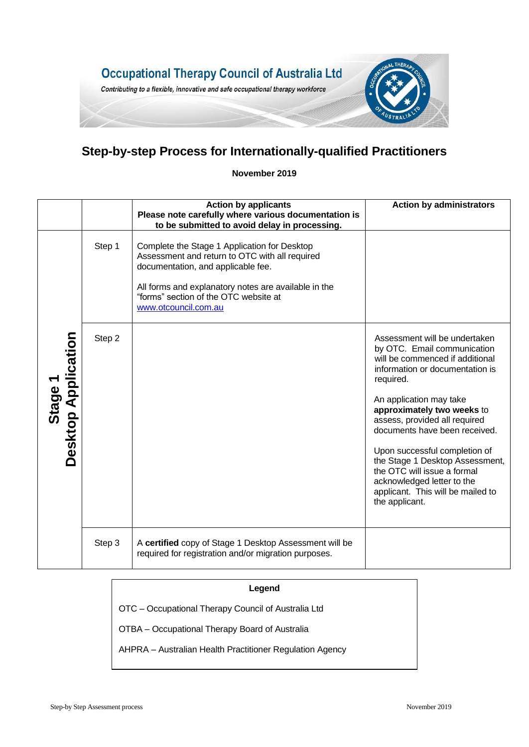Occupational Therapy Council of Australia Ltd

*Contributing to a flexible, innovative and safe occupational therapy workforce*

# Step-by-step Process for Internationally-qualified Practitioners

**November 2019**

| | | **Action by applicants**<br>**Please note carefully where various documentation is to be submitted to avoid delay in processing.** | **Action by administrators** |
|---|---|---|---|
| **Stage 1 Desktop Application** | Step 1 | Complete the Stage 1 Application for Desktop Assessment and return to OTC with all required documentation, and applicable fee.<br><br>All forms and explanatory notes are available in the "forms" section of the OTC website at www.otcouncil.com.au | |
| | Step 2 | | Assessment will be undertaken by OTC. Email communication will be commenced if additional information or documentation is required.<br><br>An application may take **approximately two weeks** to assess, provided all required documents have been received.<br><br>Upon successful completion of the Stage 1 Desktop Assessment, the OTC will issue a formal acknowledged letter to the applicant. This will be mailed to the applicant. |
| | Step 3 | A **certified** copy of Stage 1 Desktop Assessment will be required for registration and/or migration purposes. | |

**Legend**

OTC – Occupational Therapy Council of Australia Ltd

OTBA – Occupational Therapy Board of Australia

AHPRA – Australian Health Practitioner Regulation Agency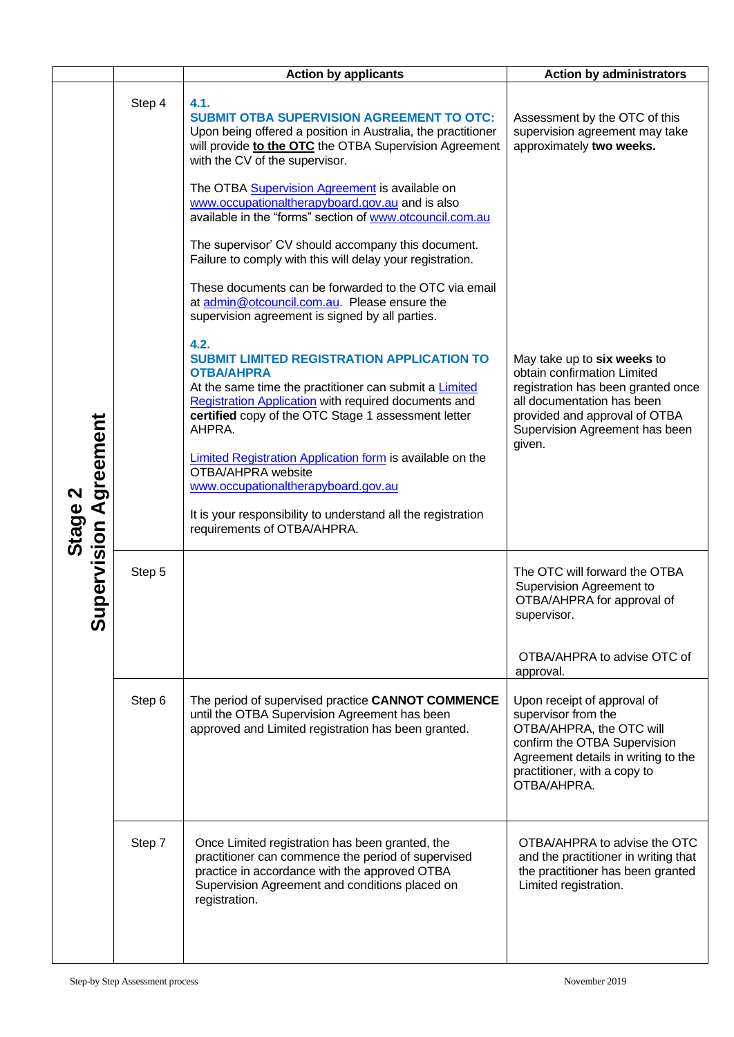| | | Action by applicants | Action by administrators |
|---|---|---|---|
| **Stage 2 Supervision Agreement** | Step 4 | **4.1.**<br>**SUBMIT OTBA SUPERVISION AGREEMENT TO OTC:**<br>Upon being offered a position in Australia, the practitioner will provide **to the OTC** the OTBA Supervision Agreement with the CV of the supervisor.<br><br>The OTBA Supervision Agreement is available on www.occupationaltherapyboard.gov.au and is also available in the "forms" section of www.otcouncil.com.au<br><br>The supervisor' CV should accompany this document. Failure to comply with this will delay your registration.<br><br>These documents can be forwarded to the OTC via email at admin@otcouncil.com.au. Please ensure the supervision agreement is signed by all parties. | Assessment by the OTC of this supervision agreement may take approximately **two weeks.** |
| | | **4.2.**<br>**SUBMIT LIMITED REGISTRATION APPLICATION TO OTBA/AHPRA**<br>At the same time the practitioner can submit a Limited Registration Application with required documents and **certified** copy of the OTC Stage 1 assessment letter AHPRA.<br><br>Limited Registration Application form is available on the OTBA/AHPRA website www.occupationaltherapyboard.gov.au<br><br>It is your responsibility to understand all the registration requirements of OTBA/AHPRA. | May take up to **six weeks** to obtain confirmation Limited registration has been granted once all documentation has been provided and approval of OTBA Supervision Agreement has been given. |
| | Step 5 | | The OTC will forward the OTBA Supervision Agreement to OTBA/AHPRA for approval of supervisor.<br><br>OTBA/AHPRA to advise OTC of approval. |
| | Step 6 | The period of supervised practice **CANNOT COMMENCE** until the OTBA Supervision Agreement has been approved and Limited registration has been granted. | Upon receipt of approval of supervisor from the OTBA/AHPRA, the OTC will confirm the OTBA Supervision Agreement details in writing to the practitioner, with a copy to OTBA/AHPRA. |
| | Step 7 | Once Limited registration has been granted, the practitioner can commence the period of supervised practice in accordance with the approved OTBA Supervision Agreement and conditions placed on registration. | OTBA/AHPRA to advise the OTC and the practitioner in writing that the practitioner has been granted Limited registration. |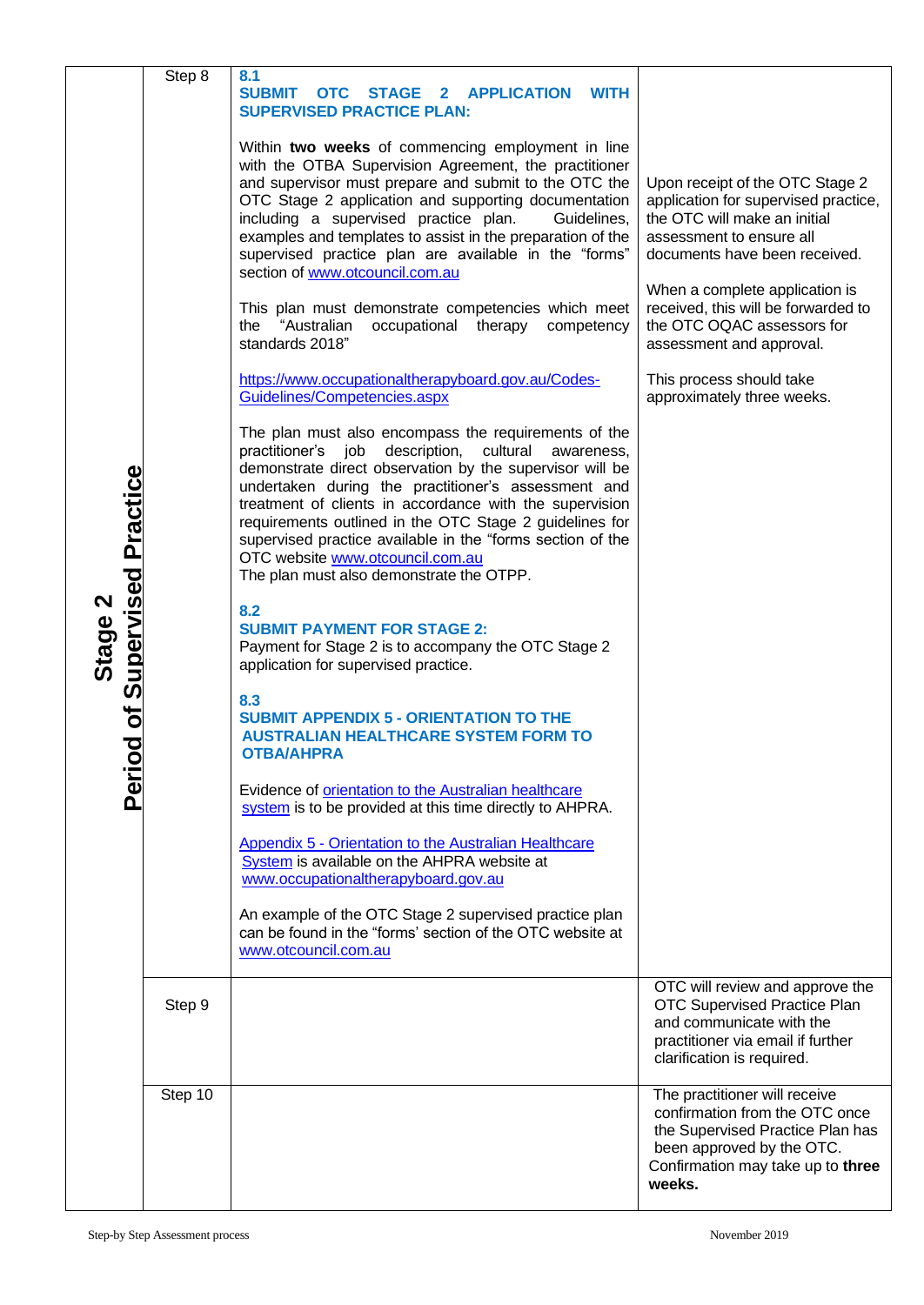| Stage 2 Period of Supervised Practice | Step | Practitioner / Supervisor actions | OTC actions |
|---|---|---|---|
| | Step 8 | **8.1**<br>**SUBMIT OTC STAGE 2 APPLICATION WITH SUPERVISED PRACTICE PLAN:**<br><br>Within **two weeks** of commencing employment in line with the OTBA Supervision Agreement, the practitioner and supervisor must prepare and submit to the OTC the OTC Stage 2 application and supporting documentation including a supervised practice plan. Guidelines, examples and templates to assist in the preparation of the supervised practice plan are available in the "forms" section of www.otcouncil.com.au<br><br>This plan must demonstrate competencies which meet the "Australian occupational therapy competency standards 2018"<br><br>https://www.occupationaltherapyboard.gov.au/Codes-Guidelines/Competencies.aspx<br><br>The plan must also encompass the requirements of the practitioner's job description, cultural awareness, demonstrate direct observation by the supervisor will be undertaken during the practitioner's assessment and treatment of clients in accordance with the supervision requirements outlined in the OTC Stage 2 guidelines for supervised practice available in the "forms section of the OTC website www.otcouncil.com.au<br>The plan must also demonstrate the OTPP.<br><br>**8.2**<br>**SUBMIT PAYMENT FOR STAGE 2:**<br>Payment for Stage 2 is to accompany the OTC Stage 2 application for supervised practice.<br><br>**8.3**<br>**SUBMIT APPENDIX 5 - ORIENTATION TO THE AUSTRALIAN HEALTHCARE SYSTEM FORM TO OTBA/AHPRA**<br><br>Evidence of orientation to the Australian healthcare system is to be provided at this time directly to AHPRA.<br><br>Appendix 5 - Orientation to the Australian Healthcare System is available on the AHPRA website at www.occupationaltherapyboard.gov.au<br><br>An example of the OTC Stage 2 supervised practice plan can be found in the "forms' section of the OTC website at www.otcouncil.com.au | Upon receipt of the OTC Stage 2 application for supervised practice, the OTC will make an initial assessment to ensure all documents have been received.<br><br>When a complete application is received, this will be forwarded to the OTC OQAC assessors for assessment and approval.<br><br>This process should take approximately three weeks. |
| | Step 9 | | OTC will review and approve the OTC Supervised Practice Plan and communicate with the practitioner via email if further clarification is required. |
| | Step 10 | | The practitioner will receive confirmation from the OTC once the Supervised Practice Plan has been approved by the OTC. Confirmation may take up to **three weeks.** |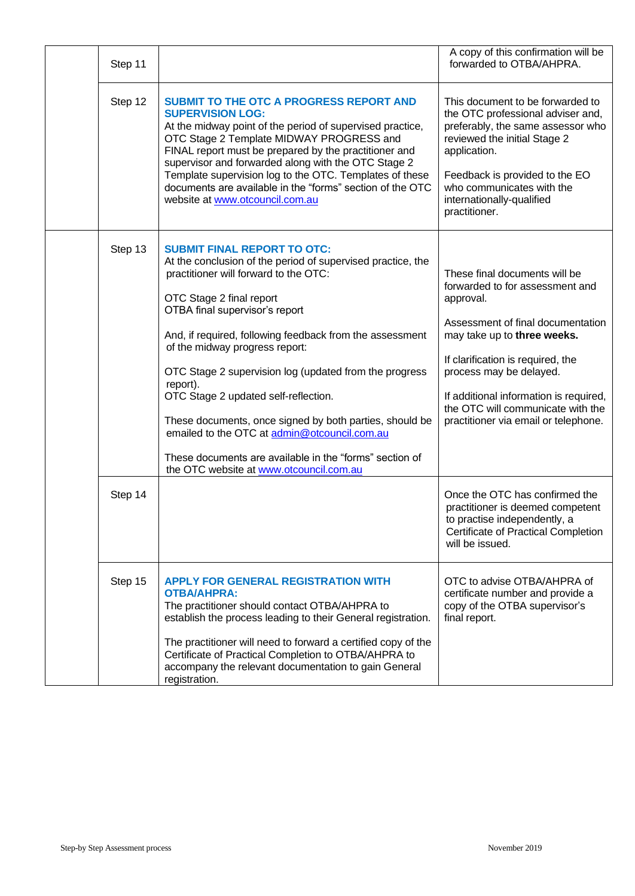| | | | |
|---|---|---|---|
| | Step 11 | | A copy of this confirmation will be forwarded to OTBA/AHPRA. |
| | Step 12 | **SUBMIT TO THE OTC A PROGRESS REPORT AND SUPERVISION LOG:**<br>At the midway point of the period of supervised practice, OTC Stage 2 Template MIDWAY PROGRESS and FINAL report must be prepared by the practitioner and supervisor and forwarded along with the OTC Stage 2 Template supervision log to the OTC. Templates of these documents are available in the "forms" section of the OTC website at www.otcouncil.com.au | This document to be forwarded to the OTC professional adviser and, preferably, the same assessor who reviewed the initial Stage 2 application.<br><br>Feedback is provided to the EO who communicates with the internationally-qualified practitioner. |
| | Step 13 | **SUBMIT FINAL REPORT TO OTC:**<br>At the conclusion of the period of supervised practice, the practitioner will forward to the OTC:<br><br>OTC Stage 2 final report<br>OTBA final supervisor's report<br><br>And, if required, following feedback from the assessment of the midway progress report:<br><br>OTC Stage 2 supervision log (updated from the progress report).<br>OTC Stage 2 updated self-reflection.<br><br>These documents, once signed by both parties, should be emailed to the OTC at admin@otcouncil.com.au<br><br>These documents are available in the "forms" section of the OTC website at www.otcouncil.com.au | These final documents will be forwarded to for assessment and approval.<br><br>Assessment of final documentation may take up to **three weeks.**<br><br>If clarification is required, the process may be delayed.<br><br>If additional information is required, the OTC will communicate with the practitioner via email or telephone. |
| | Step 14 | | Once the OTC has confirmed the practitioner is deemed competent to practise independently, a Certificate of Practical Completion will be issued. |
| | Step 15 | **APPLY FOR GENERAL REGISTRATION WITH OTBA/AHPRA:**<br>The practitioner should contact OTBA/AHPRA to establish the process leading to their General registration.<br><br>The practitioner will need to forward a certified copy of the Certificate of Practical Completion to OTBA/AHPRA to accompany the relevant documentation to gain General registration. | OTC to advise OTBA/AHPRA of certificate number and provide a copy of the OTBA supervisor's final report. |